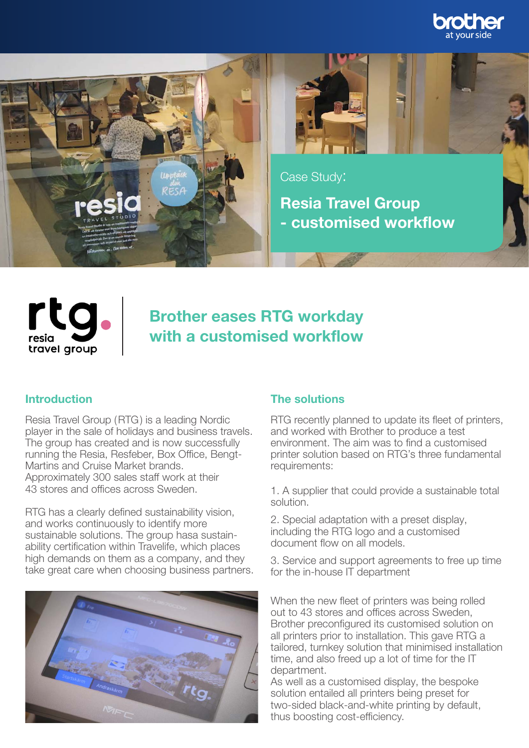Case Study:

# Resia Travel Group - customised workflow

## Brother eases RTG workday with a customised workflow

### Introduction

Resia Travel Group (RTG) is a leading Nordic player in the sale of holidays and business travels. The group has created and is now successfully running the Resia, Resfeber, Box Office, Bengt-Martins and Cruise Market brands. Approximately 300 sales staff work at their 43 stores and offices across Sweden.

RTG has a clearly defined sustainability vision, and works continuously to identify more sustainable solutions. The group hasa sustain-ability certification within Travelife, which places high demands on them as a company, and they take great care when choosing business partners.

### The solutions

RTG recently planned to update its fleet of printers, and worked with Brother to produce a test environment. The aim was to find a customised printer solution based on RTG's three fundamental requirements:

1. A supplier that could provide a sustainable total solution.

2. Special adaptation with a preset display, including the RTG logo and a customised document flow on all models.

3. Service and support agreements to free up time for the in-house IT department

When the new fleet of printers was being rolled out to 43 stores and offices across Sweden, Brother preconfigured its customised solution on all printers prior to installation. This gave RTG a tailored, turnkey solution that minimised installation time, and also freed up a lot of time for the IT department.
As well as a customised display, the bespoke solution entailed all printers being preset for two-sided black-and-white printing by default, thus boosting cost-efficiency.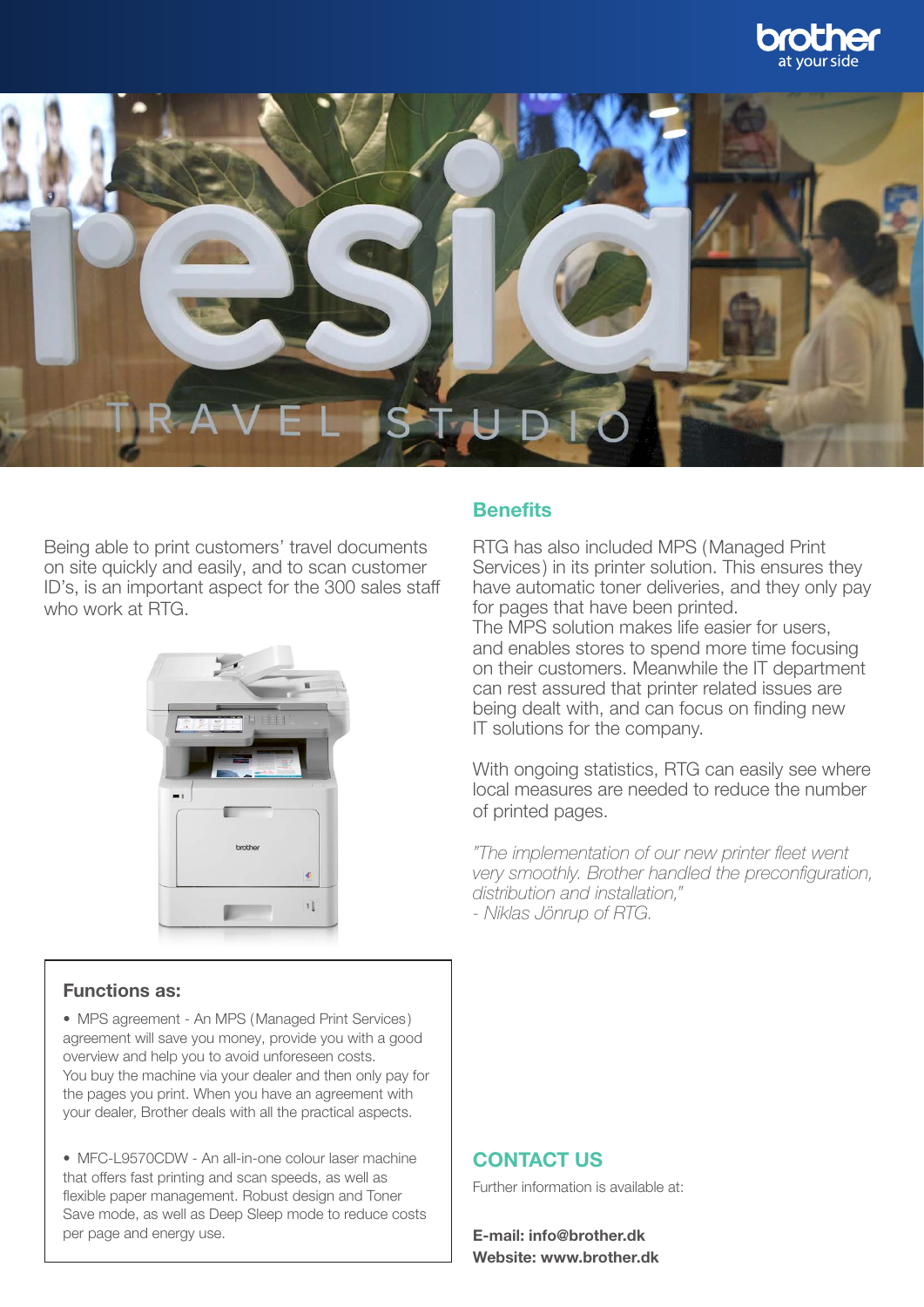Being able to print customers' travel documents on site quickly and easily, and to scan customer ID's, is an important aspect for the 300 sales staff who work at RTG.

## Benefits

RTG has also included MPS (Managed Print Services) in its printer solution. This ensures they have automatic toner deliveries, and they only pay for pages that have been printed.
The MPS solution makes life easier for users, and enables stores to spend more time focusing on their customers. Meanwhile the IT department can rest assured that printer related issues are being dealt with, and can focus on finding new IT solutions for the company.

With ongoing statistics, RTG can easily see where local measures are needed to reduce the number of printed pages.

*"The implementation of our new printer fleet went very smoothly. Brother handled the preconfiguration, distribution and installation,"*
*- Niklas Jönrup of RTG.*

### Functions as:

- MPS agreement - An MPS (Managed Print Services) agreement will save you money, provide you with a good overview and help you to avoid unforeseen costs.
You buy the machine via your dealer and then only pay for the pages you print. When you have an agreement with your dealer, Brother deals with all the practical aspects.

- MFC-L9570CDW - An all-in-one colour laser machine that offers fast printing and scan speeds, as well as flexible paper management. Robust design and Toner Save mode, as well as Deep Sleep mode to reduce costs per page and energy use.

## CONTACT US

Further information is available at:

**E-mail: info@brother.dk**
**Website: www.brother.dk**